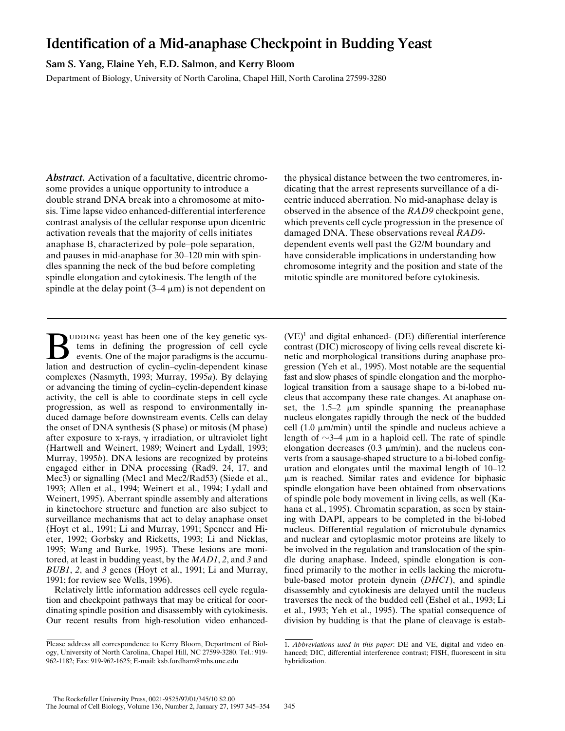# Identification of a Mid-anaphase Checkpoint in Budding Yeast

**Sam S. Yang, Elaine Yeh, E.D. Salmon, and Kerry Bloom**

Department of Biology, University of North Carolina, Chapel Hill, North Carolina 27599-3280

***Abstract.*** Activation of a facultative, dicentric chromosome provides a unique opportunity to introduce a double strand DNA break into a chromosome at mitosis. Time lapse video enhanced-differential interference contrast analysis of the cellular response upon dicentric activation reveals that the majority of cells initiates anaphase B, characterized by pole–pole separation, and pauses in mid-anaphase for 30–120 min with spindles spanning the neck of the bud before completing spindle elongation and cytokinesis. The length of the spindle at the delay point (3–4 μm) is not dependent on the physical distance between the two centromeres, indicating that the arrest represents surveillance of a dicentric induced aberration. No mid-anaphase delay is observed in the absence of the *RAD9* checkpoint gene, which prevents cell cycle progression in the presence of damaged DNA. These observations reveal *RAD9*-dependent events well past the G2/M boundary and have considerable implications in understanding how chromosome integrity and the position and state of the mitotic spindle are monitored before cytokinesis.

Budding yeast has been one of the key genetic systems in defining the progression of cell cycle events. One of the major paradigms is the accumulation and destruction of cyclin–cyclin-dependent kinase complexes (Nasmyth, 1993; Murray, 1995*a*). By delaying or advancing the timing of cyclin–cyclin-dependent kinase activity, the cell is able to coordinate steps in cell cycle progression, as well as respond to environmentally induced damage before downstream events. Cells can delay the onset of DNA synthesis (S phase) or mitosis (M phase) after exposure to x-rays, γ irradiation, or ultraviolet light (Hartwell and Weinert, 1989; Weinert and Lydall, 1993; Murray, 1995*b*). DNA lesions are recognized by proteins engaged either in DNA processing (Rad9, 24, 17, and Mec3) or signalling (Mec1 and Mec2/Rad53) (Siede et al., 1993; Allen et al., 1994; Weinert et al., 1994; Lydall and Weinert, 1995). Aberrant spindle assembly and alterations in kinetochore structure and function are also subject to surveillance mechanisms that act to delay anaphase onset (Hoyt et al., 1991; Li and Murray, 1991; Spencer and Hieter, 1992; Gorbsky and Ricketts, 1993; Li and Nicklas, 1995; Wang and Burke, 1995). These lesions are monitored, at least in budding yeast, by the *MAD1*, *2*, and *3* and *BUB1*, *2*, and *3* genes (Hoyt et al., 1991; Li and Murray, 1991; for review see Wells, 1996).

Relatively little information addresses cell cycle regulation and checkpoint pathways that may be critical for coordinating spindle position and disassembly with cytokinesis. Our recent results from high-resolution video enhanced- (VE)[1] and digital enhanced- (DE) differential interference contrast (DIC) microscopy of living cells reveal discrete kinetic and morphological transitions during anaphase progression (Yeh et al., 1995). Most notable are the sequential fast and slow phases of spindle elongation and the morphological transition from a sausage shape to a bi-lobed nucleus that accompany these rate changes. At anaphase onset, the 1.5–2 μm spindle spanning the preanaphase nucleus elongates rapidly through the neck of the budded cell (1.0 μm/min) until the spindle and nucleus achieve a length of ~3–4 μm in a haploid cell. The rate of spindle elongation decreases (0.3 μm/min), and the nucleus converts from a sausage-shaped structure to a bi-lobed configuration and elongates until the maximal length of 10–12 μm is reached. Similar rates and evidence for biphasic spindle elongation have been obtained from observations of spindle pole body movement in living cells, as well (Kahana et al., 1995). Chromatin separation, as seen by staining with DAPI, appears to be completed in the bi-lobed nucleus. Differential regulation of microtubule dynamics and nuclear and cytoplasmic motor proteins are likely to be involved in the regulation and translocation of the spindle during anaphase. Indeed, spindle elongation is confined primarily to the mother in cells lacking the microtubule-based motor protein dynein (*DHC1*), and spindle disassembly and cytokinesis are delayed until the nucleus traverses the neck of the budded cell (Eshel et al., 1993; Li et al., 1993; Yeh et al., 1995). The spatial consequence of division by budding is that the plane of cleavage is estab-

Please address all correspondence to Kerry Bloom, Department of Biology, University of North Carolina, Chapel Hill, NC 27599-3280. Tel.: 919-962-1182; Fax: 919-962-1625; E-mail: ksb.fordham@mhs.unc.edu

1. *Abbreviations used in this paper*: DE and VE, digital and video enhanced; DIC, differential interference contrast; FISH, fluorescent in situ hybridization.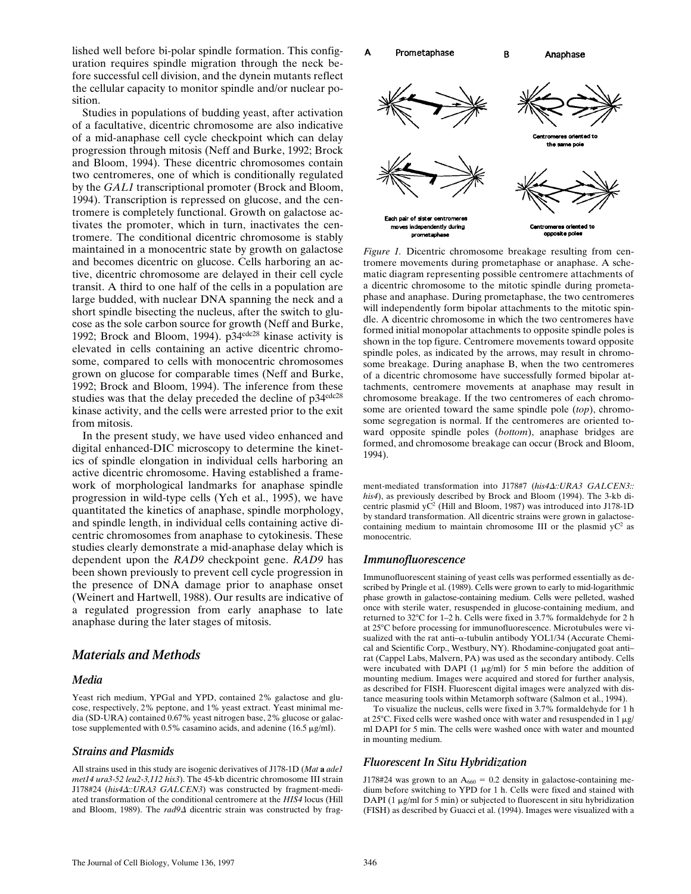lished well before bi-polar spindle formation. This configuration requires spindle migration through the neck before successful cell division, and the dynein mutants reflect the cellular capacity to monitor spindle and/or nuclear position.

Studies in populations of budding yeast, after activation of a facultative, dicentric chromosome are also indicative of a mid-anaphase cell cycle checkpoint which can delay progression through mitosis (Neff and Burke, 1992; Brock and Bloom, 1994). These dicentric chromosomes contain two centromeres, one of which is conditionally regulated by the *GAL1* transcriptional promoter (Brock and Bloom, 1994). Transcription is repressed on glucose, and the centromere is completely functional. Growth on galactose activates the promoter, which in turn, inactivates the centromere. The conditional dicentric chromosome is stably maintained in a monocentric state by growth on galactose and becomes dicentric on glucose. Cells harboring an active, dicentric chromosome are delayed in their cell cycle transit. A third to one half of the cells in a population are large budded, with nuclear DNA spanning the neck and a short spindle bisecting the nucleus, after the switch to glucose as the sole carbon source for growth (Neff and Burke, 1992; Brock and Bloom, 1994). $p34^{cdc28}$ kinase activity is elevated in cells containing an active dicentric chromosome, compared to cells with monocentric chromosomes grown on glucose for comparable times (Neff and Burke, 1992; Brock and Bloom, 1994). The inference from these studies was that the delay preceded the decline of $p34^{cdc28}$ kinase activity, and the cells were arrested prior to the exit from mitosis.

In the present study, we have used video enhanced and digital enhanced-DIC microscopy to determine the kinetics of spindle elongation in individual cells harboring an active dicentric chromosome. Having established a framework of morphological landmarks for anaphase spindle progression in wild-type cells (Yeh et al., 1995), we have quantitated the kinetics of anaphase, spindle morphology, and spindle length, in individual cells containing active dicentric chromosomes from anaphase to cytokinesis. These studies clearly demonstrate a mid-anaphase delay which is dependent upon the *RAD9* checkpoint gene. *RAD9* has been shown previously to prevent cell cycle progression in the presence of DNA damage prior to anaphase onset (Weinert and Hartwell, 1988). Our results are indicative of a regulated progression from early anaphase to late anaphase during the later stages of mitosis.

A Prometaphase — B Anaphase

Centromeres oriented to the same pole

Each pair of sister centromeres moves independently during prometaphase

Centromeres oriented to opposite poles

*Figure 1.* Dicentric chromosome breakage resulting from centromere movements during prometaphase or anaphase. A schematic diagram representing possible centromere attachments of a dicentric chromosome to the mitotic spindle during prometaphase and anaphase. During prometaphase, the two centromeres will independently form bipolar attachments to the mitotic spindle. A dicentric chromosome in which the two centromeres have formed initial monopolar attachments to opposite spindle poles is shown in the top figure. Centromere movements toward opposite spindle poles, as indicated by the arrows, may result in chromosome breakage. During anaphase B, when the two centromeres of a dicentric chromosome have successfully formed bipolar attachments, centromere movements at anaphase may result in chromosome breakage. If the two centromeres of each chromosome are oriented toward the same spindle pole (*top*), chromosome segregation is normal. If the centromeres are oriented toward opposite spindle poles (*bottom*), anaphase bridges are formed, and chromosome breakage can occur (Brock and Bloom, 1994).

## Materials and Methods

### Media

Yeast rich medium, YPGal and YPD, contained 2% galactose and glucose, respectively, 2% peptone, and 1% yeast extract. Yeast minimal media (SD-URA) contained 0.67% yeast nitrogen base, 2% glucose or galactose supplemented with 0.5% casamino acids, and adenine (16.5 μg/ml).

### Strains and Plasmids

All strains used in this study are isogenic derivatives of J178-1D (*Mat* **a** *ade1 met14 ura3-52 leu2-3,112 his3*). The 45-kb dicentric chromosome III strain J178#24 (*his4Δ::URA3 GALCEN3*) was constructed by fragment-mediated transformation of the conditional centromere at the *HIS4* locus (Hill and Bloom, 1989). The *rad9Δ* dicentric strain was constructed by fragment-mediated transformation into J178#7 (*his4Δ::URA3 GALCEN3::his4*), as previously described by Brock and Bloom (1994). The 3-kb dicentric plasmid $yC^2$ (Hill and Bloom, 1987) was introduced into J178-1D by standard transformation. All dicentric strains were grown in galactose-containing medium to maintain chromosome III or the plasmid $yC^2$ as monocentric.

### Immunofluorescence

Immunofluorescent staining of yeast cells was performed essentially as described by Pringle et al. (1989). Cells were grown to early to mid-logarithmic phase growth in galactose-containing medium. Cells were pelleted, washed once with sterile water, resuspended in glucose-containing medium, and returned to 32°C for 1–2 h. Cells were fixed in 3.7% formaldehyde for 2 h at 25°C before processing for immunofluorescence. Microtubules were visualized with the rat anti–α-tubulin antibody YOL1/34 (Accurate Chemical and Scientific Corp., Westbury, NY). Rhodamine-conjugated goat anti–rat (Cappel Labs, Malvern, PA) was used as the secondary antibody. Cells were incubated with DAPI (1 μg/ml) for 5 min before the addition of mounting medium. Images were acquired and stored for further analysis, as described for FISH. Fluorescent digital images were analyzed with distance measuring tools within Metamorph software (Salmon et al., 1994).

To visualize the nucleus, cells were fixed in 3.7% formaldehyde for 1 h at 25°C. Cells were washed once with water and resuspended in 1 μg/ml DAPI for 5 min. The cells were washed once with water and mounted in mounting medium.

### Fluorescent In Situ Hybridization

J178#24 was grown to an $A_{660}$ = 0.2 density in galactose-containing medium before switching to YPD for 1 h. Cells were fixed and stained with DAPI (1 μg/ml for 5 min) or subjected to fluorescent in situ hybridization (FISH) as described by Guacci et al. (1994). Images were visualized with a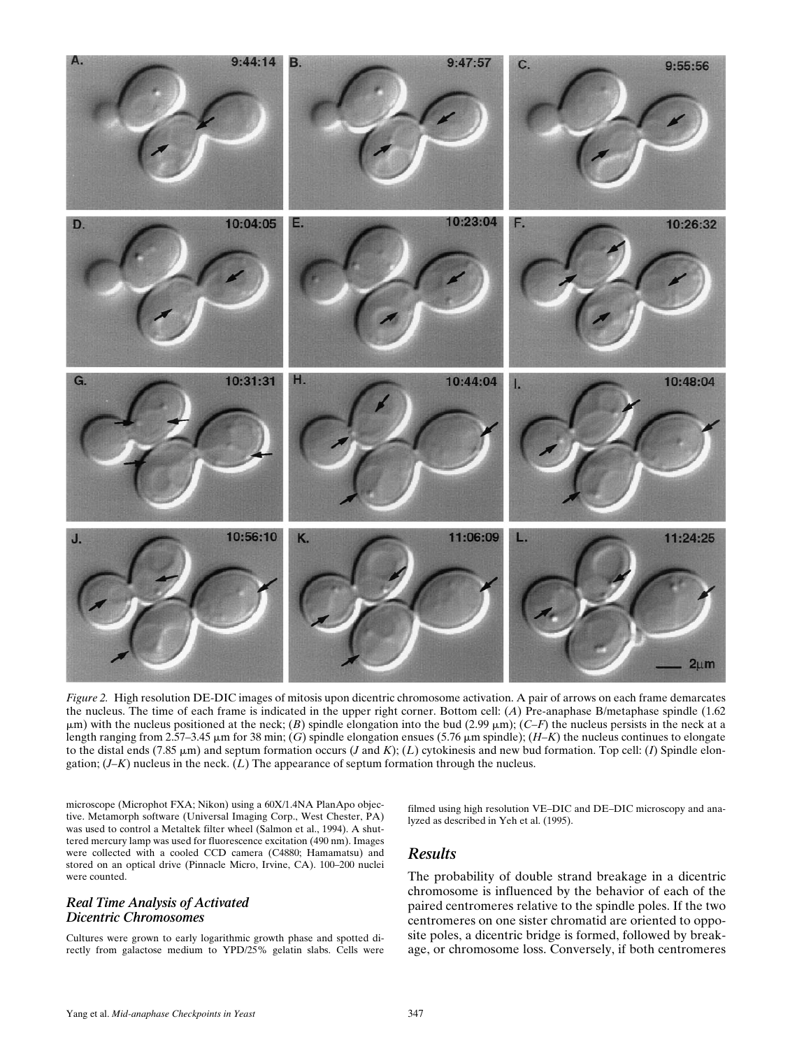*Figure 2.* High resolution DE-DIC images of mitosis upon dicentric chromosome activation. A pair of arrows on each frame demarcates the nucleus. The time of each frame is indicated in the upper right corner. Bottom cell: (*A*) Pre-anaphase B/metaphase spindle (1.62 μm) with the nucleus positioned at the neck; (*B*) spindle elongation into the bud (2.99 μm); (*C–F*) the nucleus persists in the neck at a length ranging from 2.57–3.45 μm for 38 min; (*G*) spindle elongation ensues (5.76 μm spindle); (*H–K*) the nucleus continues to elongate to the distal ends (7.85 μm) and septum formation occurs (*J* and *K*); (*L*) cytokinesis and new bud formation. Top cell: (*I*) Spindle elongation; (*J–K*) nucleus in the neck. (*L*) The appearance of septum formation through the nucleus.

microscope (Microphot FXA; Nikon) using a 60X/1.4NA PlanApo objective. Metamorph software (Universal Imaging Corp., West Chester, PA) was used to control a Metaltek filter wheel (Salmon et al., 1994). A shuttered mercury lamp was used for fluorescence excitation (490 nm). Images were collected with a cooled CCD camera (C4880; Hamamatsu) and stored on an optical drive (Pinnacle Micro, Irvine, CA). 100–200 nuclei were counted.

### *Real Time Analysis of Activated Dicentric Chromosomes*

Cultures were grown to early logarithmic growth phase and spotted directly from galactose medium to YPD/25% gelatin slabs. Cells were filmed using high resolution VE–DIC and DE–DIC microscopy and analyzed as described in Yeh et al. (1995).

## *Results*

The probability of double strand breakage in a dicentric chromosome is influenced by the behavior of each of the paired centromeres relative to the spindle poles. If the two centromeres on one sister chromatid are oriented to opposite poles, a dicentric bridge is formed, followed by breakage, or chromosome loss. Conversely, if both centromeres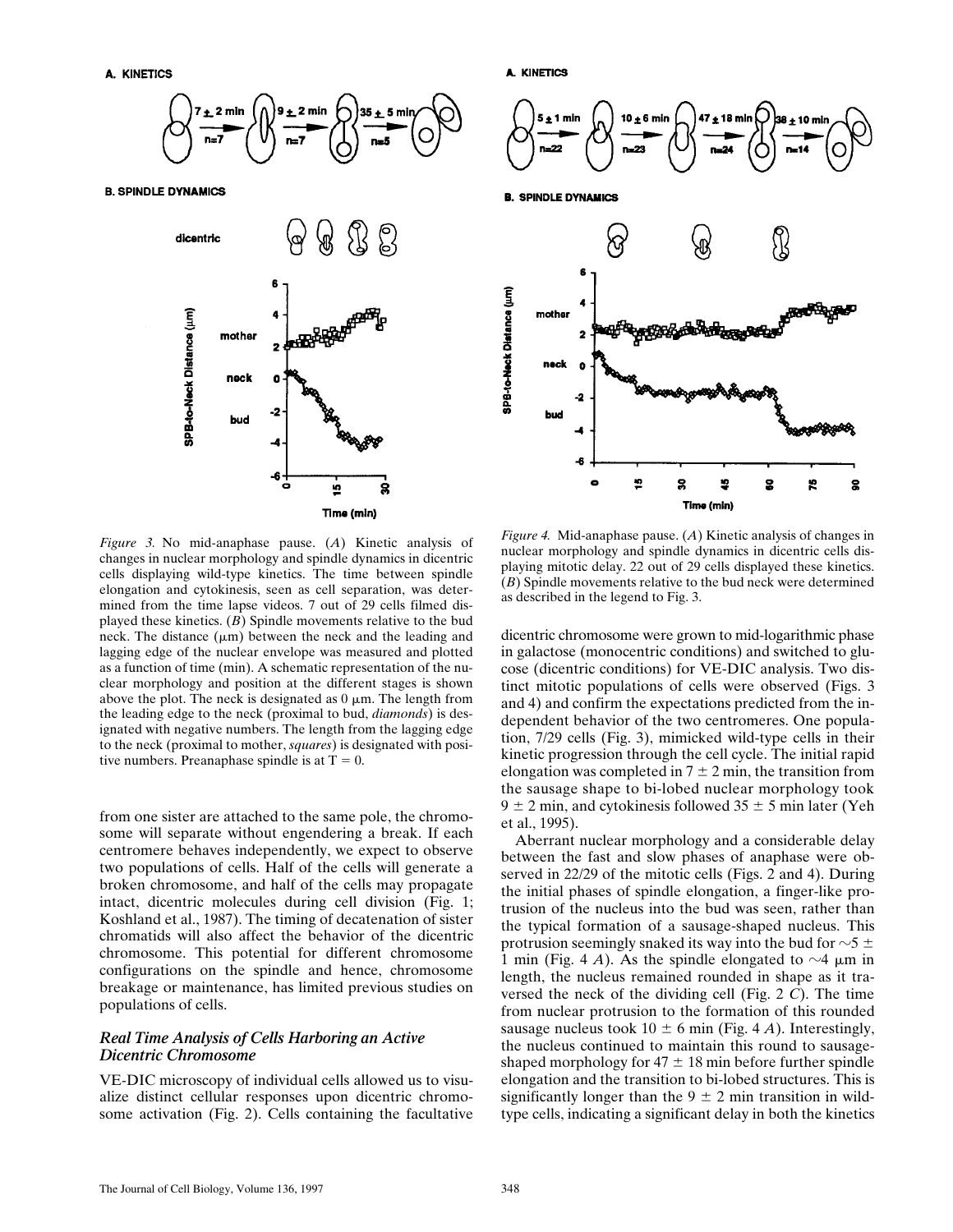*Figure 3.* No mid-anaphase pause. (*A*) Kinetic analysis of changes in nuclear morphology and spindle dynamics in dicentric cells displaying wild-type kinetics. The time between spindle elongation and cytokinesis, seen as cell separation, was determined from the time lapse videos. 7 out of 29 cells filmed displayed these kinetics. (*B*) Spindle movements relative to the bud neck. The distance (μm) between the neck and the leading and lagging edge of the nuclear envelope was measured and plotted as a function of time (min). A schematic representation of the nuclear morphology and position at the different stages is shown above the plot. The neck is designated as 0 μm. The length from the leading edge to the neck (proximal to bud, *diamonds*) is designated with negative numbers. The length from the lagging edge to the neck (proximal to mother, *squares*) is designated with positive numbers. Preanaphase spindle is at T = 0.

*Figure 4.* Mid-anaphase pause. (*A*) Kinetic analysis of changes in nuclear morphology and spindle dynamics in dicentric cells displaying mitotic delay. 22 out of 29 cells displayed these kinetics. (*B*) Spindle movements relative to the bud neck were determined as described in the legend to Fig. 3.

from one sister are attached to the same pole, the chromosome will separate without engendering a break. If each centromere behaves independently, we expect to observe two populations of cells. Half of the cells will generate a broken chromosome, and half of the cells may propagate intact, dicentric molecules during cell division (Fig. 1; Koshland et al., 1987). The timing of decatenation of sister chromatids will also affect the behavior of the dicentric chromosome. This potential for different chromosome configurations on the spindle and hence, chromosome breakage or maintenance, has limited previous studies on populations of cells.

### *Real Time Analysis of Cells Harboring an Active Dicentric Chromosome*

VE-DIC microscopy of individual cells allowed us to visualize distinct cellular responses upon dicentric chromosome activation (Fig. 2). Cells containing the facultative dicentric chromosome were grown to mid-logarithmic phase in galactose (monocentric conditions) and switched to glucose (dicentric conditions) for VE-DIC analysis. Two distinct mitotic populations of cells were observed (Figs. 3 and 4) and confirm the expectations predicted from the independent behavior of the two centromeres. One population, 7/29 cells (Fig. 3), mimicked wild-type cells in their kinetic progression through the cell cycle. The initial rapid elongation was completed in 7 ± 2 min, the transition from the sausage shape to bi-lobed nuclear morphology took 9 ± 2 min, and cytokinesis followed 35 ± 5 min later (Yeh et al., 1995).

Aberrant nuclear morphology and a considerable delay between the fast and slow phases of anaphase were observed in 22/29 of the mitotic cells (Figs. 2 and 4). During the initial phases of spindle elongation, a finger-like protrusion of the nucleus into the bud was seen, rather than the typical formation of a sausage-shaped nucleus. This protrusion seemingly snaked its way into the bud for ~5 ± 1 min (Fig. 4 *A*). As the spindle elongated to ~4 μm in length, the nucleus remained rounded in shape as it traversed the neck of the dividing cell (Fig. 2 *C*). The time from nuclear protrusion to the formation of this rounded sausage nucleus took 10 ± 6 min (Fig. 4 *A*). Interestingly, the nucleus continued to maintain this round to sausage-shaped morphology for 47 ± 18 min before further spindle elongation and the transition to bi-lobed structures. This is significantly longer than the 9 ± 2 min transition in wild-type cells, indicating a significant delay in both the kinetics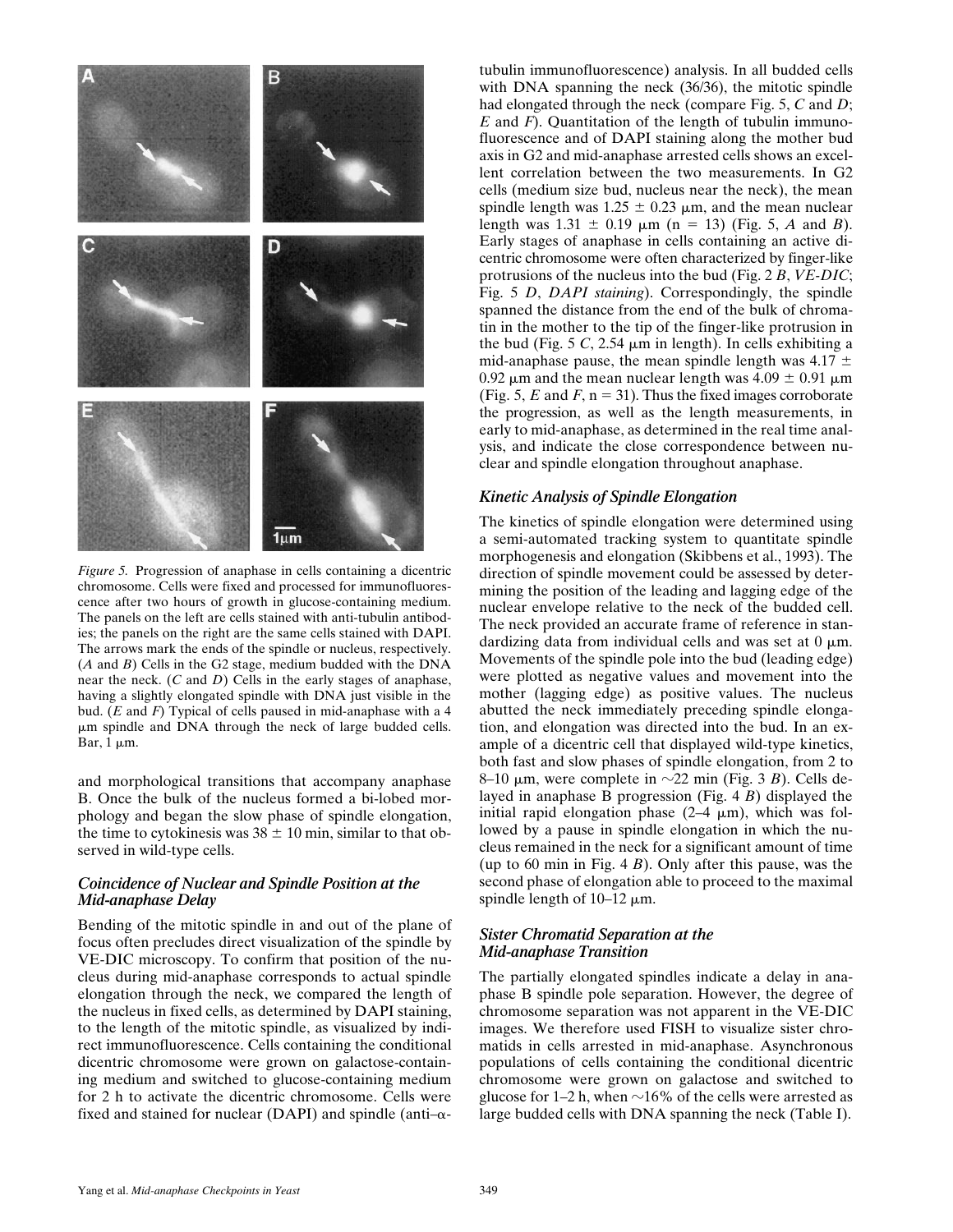*Figure 5.* Progression of anaphase in cells containing a dicentric chromosome. Cells were fixed and processed for immunofluorescence after two hours of growth in glucose-containing medium. The panels on the left are cells stained with anti-tubulin antibodies; the panels on the right are the same cells stained with DAPI. The arrows mark the ends of the spindle or nucleus, respectively. (*A* and *B*) Cells in the G2 stage, medium budded with the DNA near the neck. (*C* and *D*) Cells in the early stages of anaphase, having a slightly elongated spindle with DNA just visible in the bud. (*E* and *F*) Typical of cells paused in mid-anaphase with a 4 μm spindle and DNA through the neck of large budded cells. Bar, 1 μm.

and morphological transitions that accompany anaphase B. Once the bulk of the nucleus formed a bi-lobed morphology and began the slow phase of spindle elongation, the time to cytokinesis was 38 ± 10 min, similar to that observed in wild-type cells.

### *Coincidence of Nuclear and Spindle Position at the Mid-anaphase Delay*

Bending of the mitotic spindle in and out of the plane of focus often precludes direct visualization of the spindle by VE-DIC microscopy. To confirm that position of the nucleus during mid-anaphase corresponds to actual spindle elongation through the neck, we compared the length of the nucleus in fixed cells, as determined by DAPI staining, to the length of the mitotic spindle, as visualized by indirect immunofluorescence. Cells containing the conditional dicentric chromosome were grown on galactose-containing medium and switched to glucose-containing medium for 2 h to activate the dicentric chromosome. Cells were fixed and stained for nuclear (DAPI) and spindle (anti–α-tubulin immunofluorescence) analysis. In all budded cells with DNA spanning the neck (36/36), the mitotic spindle had elongated through the neck (compare Fig. 5, *C* and *D*; *E* and *F*). Quantitation of the length of tubulin immunofluorescence and of DAPI staining along the mother bud axis in G2 and mid-anaphase arrested cells shows an excellent correlation between the two measurements. In G2 cells (medium size bud, nucleus near the neck), the mean spindle length was 1.25 ± 0.23 μm, and the mean nuclear length was 1.31 ± 0.19 μm (n = 13) (Fig. 5, *A* and *B*). Early stages of anaphase in cells containing an active dicentric chromosome were often characterized by finger-like protrusions of the nucleus into the bud (Fig. 2 *B*, *VE-DIC*; Fig. 5 *D*, *DAPI staining*). Correspondingly, the spindle spanned the distance from the end of the bulk of chromatin in the mother to the tip of the finger-like protrusion in the bud (Fig. 5 *C*, 2.54 μm in length). In cells exhibiting a mid-anaphase pause, the mean spindle length was 4.17 ± 0.92 μm and the mean nuclear length was 4.09 ± 0.91 μm (Fig. 5, *E* and *F*, n = 31). Thus the fixed images corroborate the progression, as well as the length measurements, in early to mid-anaphase, as determined in the real time analysis, and indicate the close correspondence between nuclear and spindle elongation throughout anaphase.

### *Kinetic Analysis of Spindle Elongation*

The kinetics of spindle elongation were determined using a semi-automated tracking system to quantitate spindle morphogenesis and elongation (Skibbens et al., 1993). The direction of spindle movement could be assessed by determining the position of the leading and lagging edge of the nuclear envelope relative to the neck of the budded cell. The neck provided an accurate frame of reference in standardizing data from individual cells and was set at 0 μm. Movements of the spindle pole into the bud (leading edge) were plotted as negative values and movement into the mother (lagging edge) as positive values. The nucleus abutted the neck immediately preceding spindle elongation, and elongation was directed into the bud. In an example of a dicentric cell that displayed wild-type kinetics, both fast and slow phases of spindle elongation, from 2 to 8–10 μm, were complete in ~22 min (Fig. 3 *B*). Cells delayed in anaphase B progression (Fig. 4 *B*) displayed the initial rapid elongation phase (2–4 μm), which was followed by a pause in spindle elongation in which the nucleus remained in the neck for a significant amount of time (up to 60 min in Fig. 4 *B*). Only after this pause, was the second phase of elongation able to proceed to the maximal spindle length of 10–12 μm.

### *Sister Chromatid Separation at the Mid-anaphase Transition*

The partially elongated spindles indicate a delay in anaphase B spindle pole separation. However, the degree of chromosome separation was not apparent in the VE-DIC images. We therefore used FISH to visualize sister chromatids in cells arrested in mid-anaphase. Asynchronous populations of cells containing the conditional dicentric chromosome were grown on galactose and switched to glucose for 1–2 h, when ~16% of the cells were arrested as large budded cells with DNA spanning the neck (Table I).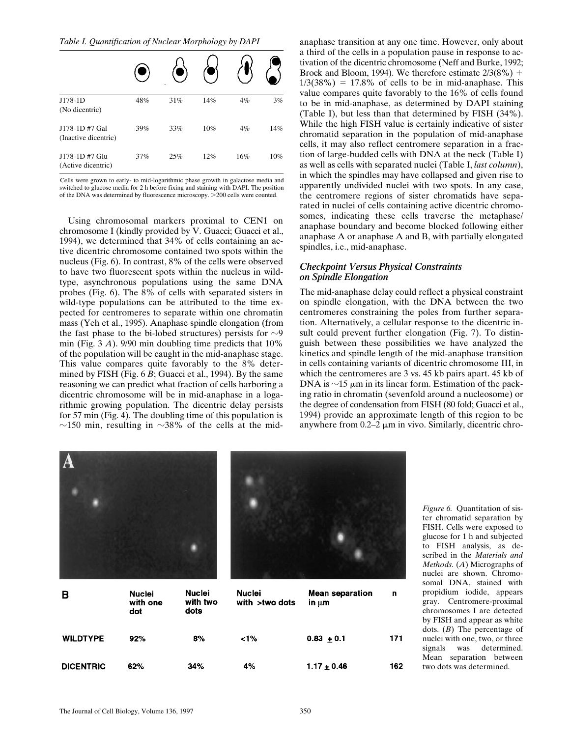*Table I. Quantification of Nuclear Morphology by DAPI*

| | (unbudded, one nucleus) | (small bud, nucleus in mother) | (large bud, nucleus in mother) | (large bud, DNA at neck) | (large bud, separated nuclei) |
|---|---|---|---|---|---|
| J178-1D (No dicentric) | 48% | 31% | 14% | 4% | 3% |
| J178-1D #7 Gal (Inactive dicentric) | 39% | 33% | 10% | 4% | 14% |
| J178-1D #7 Glu (Active dicentric) | 37% | 25% | 12% | 16% | 10% |

Cells were grown to early- to mid-logarithmic phase growth in galactose media and switched to glucose media for 2 h before fixing and staining with DAPI. The position of the DNA was determined by fluorescence microscopy. >200 cells were counted.

Using chromosomal markers proximal to CEN1 on chromosome I (kindly provided by V. Guacci; Guacci et al., 1994), we determined that 34% of cells containing an active dicentric chromosome contained two spots within the nucleus (Fig. 6). In contrast, 8% of the cells were observed to have two fluorescent spots within the nucleus in wild-type, asynchronous populations using the same DNA probes (Fig. 6). The 8% of cells with separated sisters in wild-type populations can be attributed to the time expected for centromeres to separate within one chromatin mass (Yeh et al., 1995). Anaphase spindle elongation (from the fast phase to the bi-lobed structures) persists for ∼9 min (Fig. 3 *A*). 9/90 min doubling time predicts that 10% of the population will be caught in the mid-anaphase stage. This value compares quite favorably to the 8% determined by FISH (Fig. 6 *B*; Guacci et al., 1994). By the same reasoning we can predict what fraction of cells harboring a dicentric chromosome will be in mid-anaphase in a logarithmic growing population. The dicentric delay persists for 57 min (Fig. 4). The doubling time of this population is ∼150 min, resulting in ∼38% of the cells at the mid-anaphase transition at any one time. However, only about a third of the cells in a population pause in response to activation of the dicentric chromosome (Neff and Burke, 1992; Brock and Bloom, 1994). We therefore estimate $2/3(8\%) + 1/3(38\%) = 17.8\%$ of cells to be in mid-anaphase. This value compares quite favorably to the 16% of cells found to be in mid-anaphase, as determined by DAPI staining (Table I), but less than that determined by FISH (34%). While the high FISH value is certainly indicative of sister chromatid separation in the population of mid-anaphase cells, it may also reflect centromere separation in a fraction of large-budded cells with DNA at the neck (Table I) as well as cells with separated nuclei (Table I, *last column*), in which the spindles may have collapsed and given rise to apparently undivided nuclei with two spots. In any case, the centromere regions of sister chromatids have separated in nuclei of cells containing active dicentric chromosomes, indicating these cells traverse the metaphase/anaphase boundary and become blocked following either anaphase A or anaphase A and B, with partially elongated spindles, i.e., mid-anaphase.

### *Checkpoint Versus Physical Constraints on Spindle Elongation*

The mid-anaphase delay could reflect a physical constraint on spindle elongation, with the DNA between the two centromeres constraining the poles from further separation. Alternatively, a cellular response to the dicentric insult could prevent further elongation (Fig. 7). To distinguish between these possibilities we have analyzed the kinetics and spindle length of the mid-anaphase transition in cells containing variants of dicentric chromosome III, in which the centromeres are 3 vs. 45 kb pairs apart. 45 kb of DNA is ∼15 μm in its linear form. Estimation of the packing ratio in chromatin (sevenfold around a nucleosome) or the degree of condensation from FISH (80 fold; Guacci et al., 1994) provide an approximate length of this region to be anywhere from 0.2–2 μm in vivo. Similarly, dicentric chro-

| B | Nuclei with one dot | Nuclei with two dots | Nuclei with >two dots | Mean separation in μm | n |
|---|---|---|---|---|---|
| WILDTYPE | 92% | 8% | <1% | 0.83 ± 0.1 | 171 |
| DICENTRIC | 62% | 34% | 4% | 1.17 ± 0.46 | 162 |

*Figure 6.* Quantitation of sister chromatid separation by FISH. Cells were exposed to glucose for 1 h and subjected to FISH analysis, as described in the *Materials and Methods*. (*A*) Micrographs of nuclei are shown. Chromosomal DNA, stained with propidium iodide, appears gray. Centromere-proximal chromosomes I are detected by FISH and appear as white dots. (*B*) The percentage of nuclei with one, two, or three signals was determined. Mean separation between two dots was determined.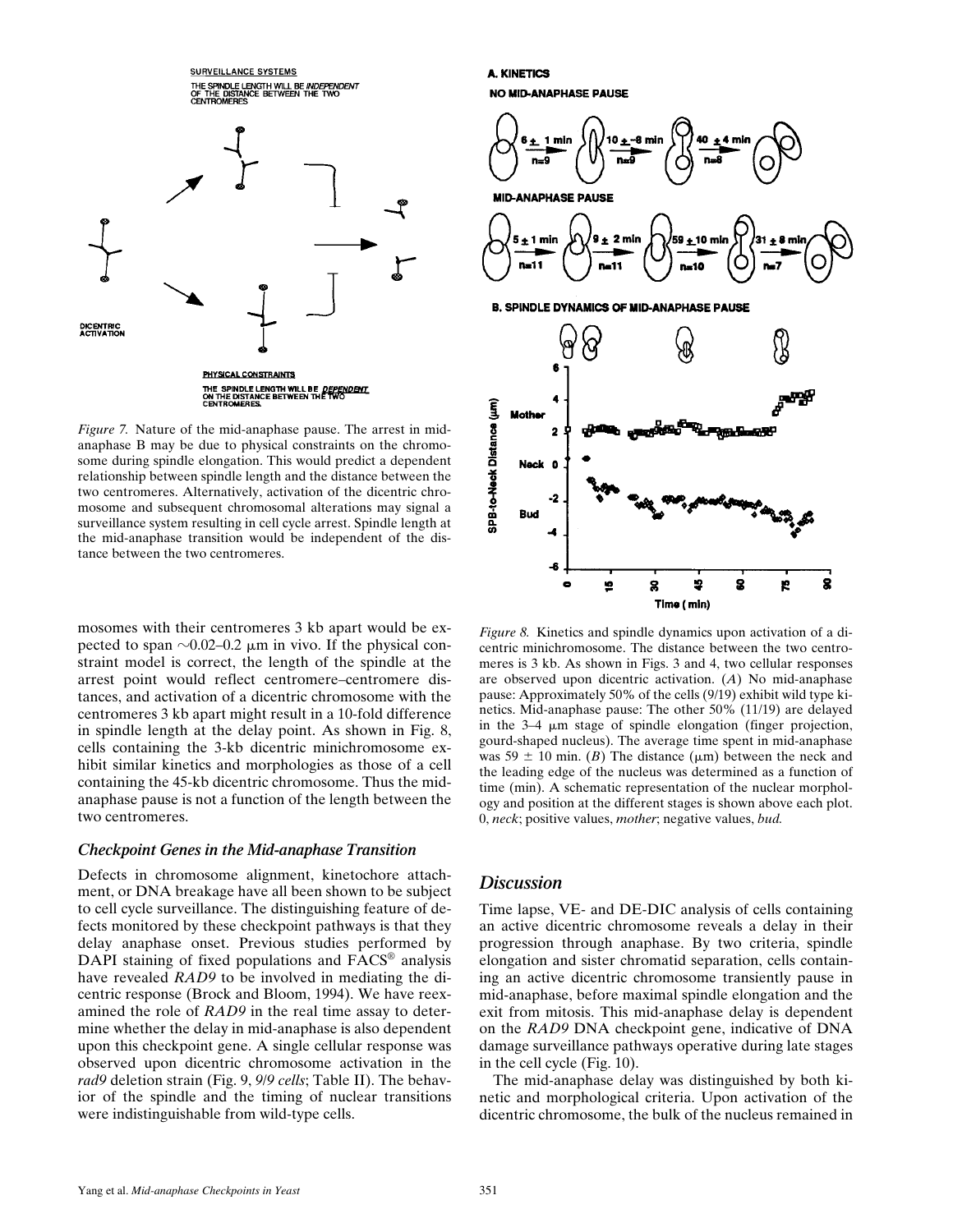*Figure 7.* Nature of the mid-anaphase pause. The arrest in mid-anaphase B may be due to physical constraints on the chromosome during spindle elongation. This would predict a dependent relationship between spindle length and the distance between the two centromeres. Alternatively, activation of the dicentric chromosome and subsequent chromosomal alterations may signal a surveillance system resulting in cell cycle arrest. Spindle length at the mid-anaphase transition would be independent of the distance between the two centromeres.

*Figure 8.* Kinetics and spindle dynamics upon activation of a dicentric minichromosome. The distance between the two centromeres is 3 kb. As shown in Figs. 3 and 4, two cellular responses are observed upon dicentric activation. (*A*) No mid-anaphase pause: Approximately 50% of the cells (9/19) exhibit wild type kinetics. Mid-anaphase pause: The other 50% (11/19) are delayed in the 3–4 μm stage of spindle elongation (finger projection, gourd-shaped nucleus). The average time spent in mid-anaphase was 59 ± 10 min. (*B*) The distance (μm) between the neck and the leading edge of the nucleus was determined as a function of time (min). A schematic representation of the nuclear morphology and position at the different stages is shown above each plot. 0, *neck*; positive values, *mother*; negative values, *bud*.

mosomes with their centromeres 3 kb apart would be expected to span ~0.02–0.2 μm in vivo. If the physical constraint model is correct, the length of the spindle at the arrest point would reflect centromere–centromere distances, and activation of a dicentric chromosome with the centromeres 3 kb apart might result in a 10-fold difference in spindle length at the delay point. As shown in Fig. 8, cells containing the 3-kb dicentric minichromosome exhibit similar kinetics and morphologies as those of a cell containing the 45-kb dicentric chromosome. Thus the mid-anaphase pause is not a function of the length between the two centromeres.

### *Checkpoint Genes in the Mid-anaphase Transition*

Defects in chromosome alignment, kinetochore attachment, or DNA breakage have all been shown to be subject to cell cycle surveillance. The distinguishing feature of defects monitored by these checkpoint pathways is that they delay anaphase onset. Previous studies performed by DAPI staining of fixed populations and FACS® analysis have revealed *RAD9* to be involved in mediating the dicentric response (Brock and Bloom, 1994). We have reexamined the role of *RAD9* in the real time assay to determine whether the delay in mid-anaphase is also dependent upon this checkpoint gene. A single cellular response was observed upon dicentric chromosome activation in the *rad9* deletion strain (Fig. 9, *9/9 cells*; Table II). The behavior of the spindle and the timing of nuclear transitions were indistinguishable from wild-type cells.

## *Discussion*

Time lapse, VE- and DE-DIC analysis of cells containing an active dicentric chromosome reveals a delay in their progression through anaphase. By two criteria, spindle elongation and sister chromatid separation, cells containing an active dicentric chromosome transiently pause in mid-anaphase, before maximal spindle elongation and the exit from mitosis. This mid-anaphase delay is dependent on the *RAD9* DNA checkpoint gene, indicative of DNA damage surveillance pathways operative during late stages in the cell cycle (Fig. 10).

The mid-anaphase delay was distinguished by both kinetic and morphological criteria. Upon activation of the dicentric chromosome, the bulk of the nucleus remained in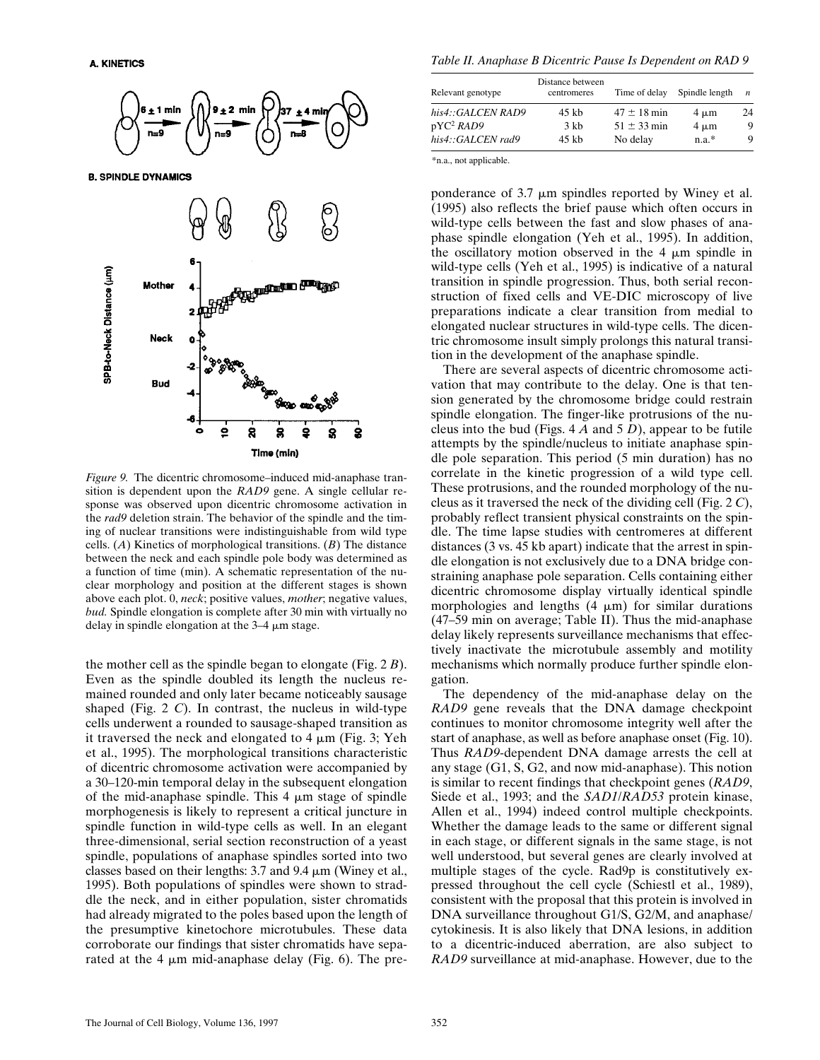A. KINETICS

B. SPINDLE DYNAMICS

*Figure 9.* The dicentric chromosome–induced mid-anaphase transition is dependent upon the *RAD9* gene. A single cellular response was observed upon dicentric chromosome activation in the *rad9* deletion strain. The behavior of the spindle and the timing of nuclear transitions were indistinguishable from wild type cells. (*A*) Kinetics of morphological transitions. (*B*) The distance between the neck and each spindle pole body was determined as a function of time (min). A schematic representation of the nuclear morphology and position at the different stages is shown above each plot. 0, *neck*; positive values, *mother*; negative values, *bud*. Spindle elongation is complete after 30 min with virtually no delay in spindle elongation at the 3–4 μm stage.

the mother cell as the spindle began to elongate (Fig. 2 *B*). Even as the spindle doubled its length the nucleus remained rounded and only later became noticeably sausage shaped (Fig. 2 *C*). In contrast, the nucleus in wild-type cells underwent a rounded to sausage-shaped transition as it traversed the neck and elongated to 4 μm (Fig. 3; Yeh et al., 1995). The morphological transitions characteristic of dicentric chromosome activation were accompanied by a 30–120-min temporal delay in the subsequent elongation of the mid-anaphase spindle. This 4 μm stage of spindle morphogenesis is likely to represent a critical juncture in spindle function in wild-type cells as well. In an elegant three-dimensional, serial section reconstruction of a yeast spindle, populations of anaphase spindles sorted into two classes based on their lengths: 3.7 and 9.4 μm (Winey et al., 1995). Both populations of spindles were shown to straddle the neck, and in either population, sister chromatids had already migrated to the poles based upon the length of the presumptive kinetochore microtubules. These data corroborate our findings that sister chromatids have separated at the 4 μm mid-anaphase delay (Fig. 6). The preponderance of 3.7 μm spindles reported by Winey et al. (1995) also reflects the brief pause which often occurs in wild-type cells between the fast and slow phases of anaphase spindle elongation (Yeh et al., 1995). In addition, the oscillatory motion observed in the 4 μm spindle in wild-type cells (Yeh et al., 1995) is indicative of a natural transition in spindle progression. Thus, both serial reconstruction of fixed cells and VE-DIC microscopy of live preparations indicate a clear transition from medial to elongated nuclear structures in wild-type cells. The dicentric chromosome insult simply prolongs this natural transition in the development of the anaphase spindle.

*Table II. Anaphase B Dicentric Pause Is Dependent on RAD 9*

| Relevant genotype | Distance between centromeres | Time of delay | Spindle length | *n* |
|---|---|---|---|---|
| *his4::GALCEN RAD9* | 45 kb | 47 ± 18 min | 4 μm | 24 |
| pYC[2] *RAD9* | 3 kb | 51 ± 33 min | 4 μm | 9 |
| *his4::GALCEN rad9* | 45 kb | No delay | n.a.* | 9 |

*n.a., not applicable.

There are several aspects of dicentric chromosome activation that may contribute to the delay. One is that tension generated by the chromosome bridge could restrain spindle elongation. The finger-like protrusions of the nucleus into the bud (Figs. 4 *A* and 5 *D*), appear to be futile attempts by the spindle/nucleus to initiate anaphase spindle pole separation. This period (5 min duration) has no correlate in the kinetic progression of a wild type cell. These protrusions, and the rounded morphology of the nucleus as it traversed the neck of the dividing cell (Fig. 2 *C*), probably reflect transient physical constraints on the spindle. The time lapse studies with centromeres at different distances (3 vs. 45 kb apart) indicate that the arrest in spindle elongation is not exclusively due to a DNA bridge constraining anaphase pole separation. Cells containing either dicentric chromosome display virtually identical spindle morphologies and lengths (4 μm) for similar durations (47–59 min on average; Table II). Thus the mid-anaphase delay likely represents surveillance mechanisms that effectively inactivate the microtubule assembly and motility mechanisms which normally produce further spindle elongation.

The dependency of the mid-anaphase delay on the *RAD9* gene reveals that the DNA damage checkpoint continues to monitor chromosome integrity well after the start of anaphase, as well as before anaphase onset (Fig. 10). Thus *RAD9*-dependent DNA damage arrests the cell at any stage (G1, S, G2, and now mid-anaphase). This notion is similar to recent findings that checkpoint genes (*RAD9*, Siede et al., 1993; and the *SAD1*/*RAD53* protein kinase, Allen et al., 1994) indeed control multiple checkpoints. Whether the damage leads to the same or different signal in each stage, or different signals in the same stage, is not well understood, but several genes are clearly involved at multiple stages of the cycle. Rad9p is constitutively expressed throughout the cell cycle (Schiestl et al., 1989), consistent with the proposal that this protein is involved in DNA surveillance throughout G1/S, G2/M, and anaphase/cytokinesis. It is also likely that DNA lesions, in addition to a dicentric-induced aberration, are also subject to *RAD9* surveillance at mid-anaphase. However, due to the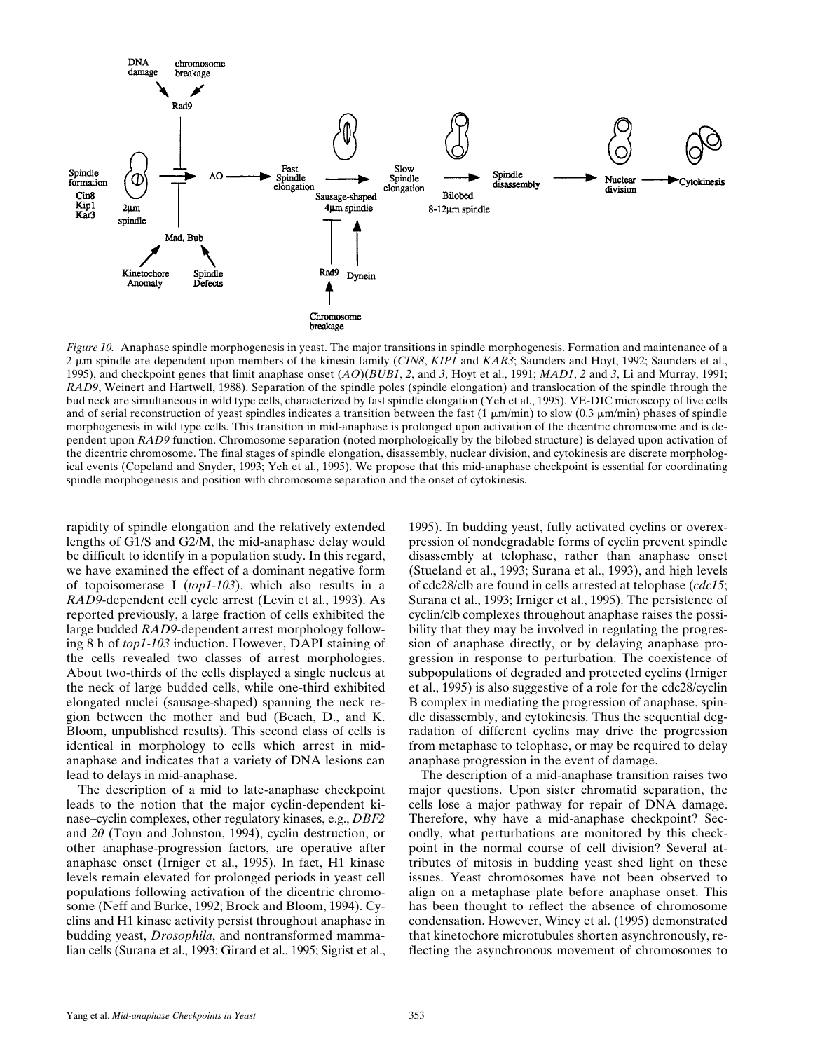*Figure 10.* Anaphase spindle morphogenesis in yeast. The major transitions in spindle morphogenesis. Formation and maintenance of a 2 μm spindle are dependent upon members of the kinesin family (*CIN8*, *KIP1* and *KAR3*; Saunders and Hoyt, 1992; Saunders et al., 1995), and checkpoint genes that limit anaphase onset (*AO*)(*BUB1*, *2*, and *3*, Hoyt et al., 1991; *MAD1*, *2* and *3*, Li and Murray, 1991; *RAD9*, Weinert and Hartwell, 1988). Separation of the spindle poles (spindle elongation) and translocation of the spindle through the bud neck are simultaneous in wild type cells, characterized by fast spindle elongation (Yeh et al., 1995). VE-DIC microscopy of live cells and of serial reconstruction of yeast spindles indicates a transition between the fast (1 μm/min) to slow (0.3 μm/min) phases of spindle morphogenesis in wild type cells. This transition in mid-anaphase is prolonged upon activation of the dicentric chromosome and is dependent upon *RAD9* function. Chromosome separation (noted morphologically by the bilobed structure) is delayed upon activation of the dicentric chromosome. The final stages of spindle elongation, disassembly, nuclear division, and cytokinesis are discrete morphological events (Copeland and Snyder, 1993; Yeh et al., 1995). We propose that this mid-anaphase checkpoint is essential for coordinating spindle morphogenesis and position with chromosome separation and the onset of cytokinesis.

rapidity of spindle elongation and the relatively extended lengths of G1/S and G2/M, the mid-anaphase delay would be difficult to identify in a population study. In this regard, we have examined the effect of a dominant negative form of topoisomerase I (*top1-103*), which also results in a *RAD9*-dependent cell cycle arrest (Levin et al., 1993). As reported previously, a large fraction of cells exhibited the large budded *RAD9*-dependent arrest morphology following 8 h of *top1-103* induction. However, DAPI staining of the cells revealed two classes of arrest morphologies. About two-thirds of the cells displayed a single nucleus at the neck of large budded cells, while one-third exhibited elongated nuclei (sausage-shaped) spanning the neck region between the mother and bud (Beach, D., and K. Bloom, unpublished results). This second class of cells is identical in morphology to cells which arrest in mid-anaphase and indicates that a variety of DNA lesions can lead to delays in mid-anaphase.

The description of a mid to late-anaphase checkpoint leads to the notion that the major cyclin-dependent kinase–cyclin complexes, other regulatory kinases, e.g., *DBF2* and *20* (Toyn and Johnston, 1994), cyclin destruction, or other anaphase-progression factors, are operative after anaphase onset (Irniger et al., 1995). In fact, H1 kinase levels remain elevated for prolonged periods in yeast cell populations following activation of the dicentric chromosome (Neff and Burke, 1992; Brock and Bloom, 1994). Cyclins and H1 kinase activity persist throughout anaphase in budding yeast, *Drosophila*, and nontransformed mammalian cells (Surana et al., 1993; Girard et al., 1995; Sigrist et al., 1995). In budding yeast, fully activated cyclins or overexpression of nondegradable forms of cyclin prevent spindle disassembly at telophase, rather than anaphase onset (Stueland et al., 1993; Surana et al., 1993), and high levels of cdc28/clb are found in cells arrested at telophase (*cdc15*; Surana et al., 1993; Irniger et al., 1995). The persistence of cyclin/clb complexes throughout anaphase raises the possibility that they may be involved in regulating the progression of anaphase directly, or by delaying anaphase progression in response to perturbation. The coexistence of subpopulations of degraded and protected cyclins (Irniger et al., 1995) is also suggestive of a role for the cdc28/cyclin B complex in mediating the progression of anaphase, spindle disassembly, and cytokinesis. Thus the sequential degradation of different cyclins may drive the progression from metaphase to telophase, or may be required to delay anaphase progression in the event of damage.

The description of a mid-anaphase transition raises two major questions. Upon sister chromatid separation, the cells lose a major pathway for repair of DNA damage. Therefore, why have a mid-anaphase checkpoint? Secondly, what perturbations are monitored by this checkpoint in the normal course of cell division? Several attributes of mitosis in budding yeast shed light on these issues. Yeast chromosomes have not been observed to align on a metaphase plate before anaphase onset. This has been thought to reflect the absence of chromosome condensation. However, Winey et al. (1995) demonstrated that kinetochore microtubules shorten asynchronously, reflecting the asynchronous movement of chromosomes to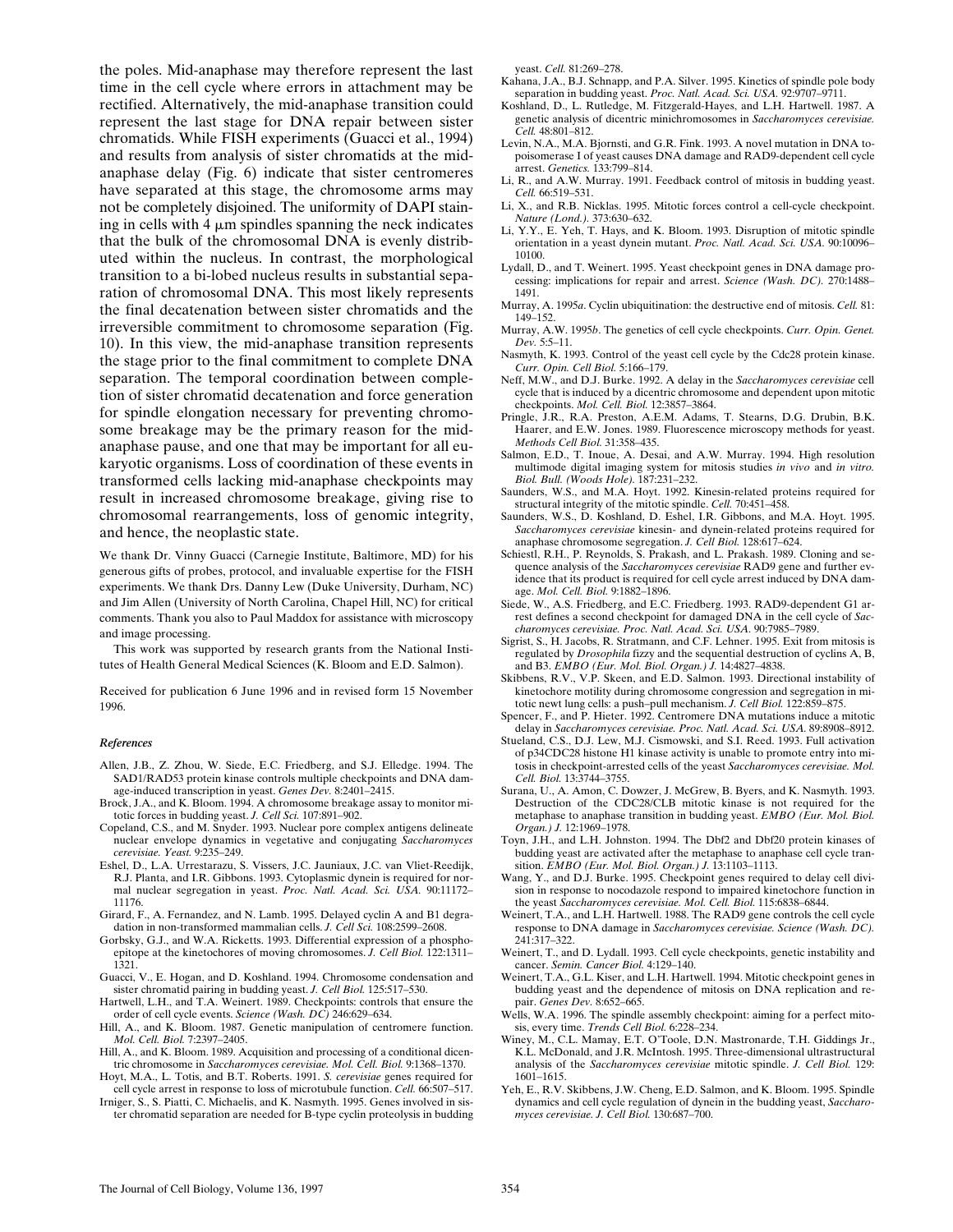the poles. Mid-anaphase may therefore represent the last time in the cell cycle where errors in attachment may be rectified. Alternatively, the mid-anaphase transition could represent the last stage for DNA repair between sister chromatids. While FISH experiments (Guacci et al., 1994) and results from analysis of sister chromatids at the mid-anaphase delay (Fig. 6) indicate that sister centromeres have separated at this stage, the chromosome arms may not be completely disjoined. The uniformity of DAPI staining in cells with 4 μm spindles spanning the neck indicates that the bulk of the chromosomal DNA is evenly distributed within the nucleus. In contrast, the morphological transition to a bi-lobed nucleus results in substantial separation of chromosomal DNA. This most likely represents the final decatenation between sister chromatids and the irreversible commitment to chromosome separation (Fig. 10). In this view, the mid-anaphase transition represents the stage prior to the final commitment to complete DNA separation. The temporal coordination between completion of sister chromatid decatenation and force generation for spindle elongation necessary for preventing chromosome breakage may be the primary reason for the mid-anaphase pause, and one that may be important for all eukaryotic organisms. Loss of coordination of these events in transformed cells lacking mid-anaphase checkpoints may result in increased chromosome breakage, giving rise to chromosomal rearrangements, loss of genomic integrity, and hence, the neoplastic state.

We thank Dr. Vinny Guacci (Carnegie Institute, Baltimore, MD) for his generous gifts of probes, protocol, and invaluable expertise for the FISH experiments. We thank Drs. Danny Lew (Duke University, Durham, NC) and Jim Allen (University of North Carolina, Chapel Hill, NC) for critical comments. Thank you also to Paul Maddox for assistance with microscopy and image processing.

This work was supported by research grants from the National Institutes of Health General Medical Sciences (K. Bloom and E.D. Salmon).

Received for publication 6 June 1996 and in revised form 15 November 1996.

### *References*

Allen, J.B., Z. Zhou, W. Siede, E.C. Friedberg, and S.J. Elledge. 1994. The SAD1/RAD53 protein kinase controls multiple checkpoints and DNA damage-induced transcription in yeast. *Genes Dev.* 8:2401–2415.

Brock, J.A., and K. Bloom. 1994. A chromosome breakage assay to monitor mitotic forces in budding yeast. *J. Cell Sci.* 107:891–902.

Copeland, C.S., and M. Snyder. 1993. Nuclear pore complex antigens delineate nuclear envelope dynamics in vegetative and conjugating *Saccharomyces cerevisiae. Yeast.* 9:235–249.

Eshel, D., L.A. Urrestarazu, S. Vissers, J.C. Jauniaux, J.C. van Vliet-Reedijk, R.J. Planta, and I.R. Gibbons. 1993. Cytoplasmic dynein is required for normal nuclear segregation in yeast. *Proc. Natl. Acad. Sci. USA.* 90:11172–11176.

Girard, F., A. Fernandez, and N. Lamb. 1995. Delayed cyclin A and B1 degradation in non-transformed mammalian cells. *J. Cell Sci.* 108:2599–2608.

Gorbsky, G.J., and W.A. Ricketts. 1993. Differential expression of a phosphoepitope at the kinetochores of moving chromosomes. *J. Cell Biol.* 122:1311–1321.

Guacci, V., E. Hogan, and D. Koshland. 1994. Chromosome condensation and sister chromatid pairing in budding yeast. *J. Cell Biol.* 125:517–530.

Hartwell, L.H., and T.A. Weinert. 1989. Checkpoints: controls that ensure the order of cell cycle events. *Science (Wash. DC)* 246:629–634.

Hill, A., and K. Bloom. 1987. Genetic manipulation of centromere function. *Mol. Cell. Biol.* 7:2397–2405.

Hill, A., and K. Bloom. 1989. Acquisition and processing of a conditional dicentric chromosome in *Saccharomyces cerevisiae. Mol. Cell. Biol.* 9:1368–1370.

Hoyt, M.A., L. Totis, and B.T. Roberts. 1991. *S. cerevisiae* genes required for cell cycle arrest in response to loss of microtubule function. *Cell.* 66:507–517.

Irniger, S., S. Piatti, C. Michaelis, and K. Nasmyth. 1995. Genes involved in sister chromatid separation are needed for B-type cyclin proteolysis in budding yeast. *Cell.* 81:269–278.

Kahana, J.A., B.J. Schnapp, and P.A. Silver. 1995. Kinetics of spindle pole body separation in budding yeast. *Proc. Natl. Acad. Sci. USA.* 92:9707–9711.

Koshland, D., L. Rutledge, M. Fitzgerald-Hayes, and L.H. Hartwell. 1987. A genetic analysis of dicentric minichromosomes in *Saccharomyces cerevisiae. Cell.* 48:801–812.

Levin, N.A., M.A. Bjornsti, and G.R. Fink. 1993. A novel mutation in DNA topoisomerase I of yeast causes DNA damage and RAD9-dependent cell cycle arrest. *Genetics.* 133:799–814.

Li, R., and A.W. Murray. 1991. Feedback control of mitosis in budding yeast. *Cell.* 66:519–531.

Li, X., and R.B. Nicklas. 1995. Mitotic forces control a cell-cycle checkpoint. *Nature (Lond.).* 373:630–632.

Li, Y.Y., E. Yeh, T. Hays, and K. Bloom. 1993. Disruption of mitotic spindle orientation in a yeast dynein mutant. *Proc. Natl. Acad. Sci. USA.* 90:10096–10100.

Lydall, D., and T. Weinert. 1995. Yeast checkpoint genes in DNA damage processing: implications for repair and arrest. *Science (Wash. DC).* 270:1488–1491.

Murray, A. 1995*a*. Cyclin ubiquitination: the destructive end of mitosis. *Cell.* 81:149–152.

Murray, A.W. 1995*b*. The genetics of cell cycle checkpoints. *Curr. Opin. Genet. Dev.* 5:5–11.

Nasmyth, K. 1993. Control of the yeast cell cycle by the Cdc28 protein kinase. *Curr. Opin. Cell Biol.* 5:166–179.

Neff, M.W., and D.J. Burke. 1992. A delay in the *Saccharomyces cerevisiae* cell cycle that is induced by a dicentric chromosome and dependent upon mitotic checkpoints. *Mol. Cell. Biol.* 12:3857–3864.

Pringle, J.R., R.A. Preston, A.E.M. Adams, T. Stearns, D.G. Drubin, B.K. Haarer, and E.W. Jones. 1989. Fluorescence microscopy methods for yeast. *Methods Cell Biol.* 31:358–435.

Salmon, E.D., T. Inoue, A. Desai, and A.W. Murray. 1994. High resolution multimode digital imaging system for mitosis studies *in vivo* and *in vitro*. *Biol. Bull. (Woods Hole).* 187:231–232.

Saunders, W.S., and M.A. Hoyt. 1992. Kinesin-related proteins required for structural integrity of the mitotic spindle. *Cell.* 70:451–458.

Saunders, W.S., D. Koshland, D. Eshel, I.R. Gibbons, and M.A. Hoyt. 1995. *Saccharomyces cerevisiae* kinesin- and dynein-related proteins required for anaphase chromosome segregation. *J. Cell Biol.* 128:617–624.

Schiestl, R.H., P. Reynolds, S. Prakash, and L. Prakash. 1989. Cloning and sequence analysis of the *Saccharomyces cerevisiae* RAD9 gene and further evidence that its product is required for cell cycle arrest induced by DNA damage. *Mol. Cell. Biol.* 9:1882–1896.

Siede, W., A.S. Friedberg, and E.C. Friedberg. 1993. RAD9-dependent G1 arrest defines a second checkpoint for damaged DNA in the cell cycle of *Saccharomyces cerevisiae. Proc. Natl. Acad. Sci. USA.* 90:7985–7989.

Sigrist, S., H. Jacobs, R. Stratmann, and C.F. Lehner. 1995. Exit from mitosis is regulated by *Drosophila* fizzy and the sequential destruction of cyclins A, B, and B3. *EMBO (Eur. Mol. Biol. Organ.) J.* 14:4827–4838.

Skibbens, R.V., V.P. Skeen, and E.D. Salmon. 1993. Directional instability of kinetochore motility during chromosome congression and segregation in mitotic newt lung cells: a push–pull mechanism. *J. Cell Biol.* 122:859–875.

Spencer, F., and P. Hieter. 1992. Centromere DNA mutations induce a mitotic delay in *Saccharomyces cerevisiae. Proc. Natl. Acad. Sci. USA.* 89:8908–8912.

Stueland, C.S., D.J. Lew, M.J. Cismowski, and S.I. Reed. 1993. Full activation of p34CDC28 histone H1 kinase activity is unable to promote entry into mitosis in checkpoint-arrested cells of the yeast *Saccharomyces cerevisiae. Mol. Cell. Biol.* 13:3744–3755.

Surana, U., A. Amon, C. Dowzer, J. McGrew, B. Byers, and K. Nasmyth. 1993. Destruction of the CDC28/CLB mitotic kinase is not required for the metaphase to anaphase transition in budding yeast. *EMBO (Eur. Mol. Biol. Organ.) J.* 12:1969–1978.

Toyn, J.H., and L.H. Johnston. 1994. The Dbf2 and Dbf20 protein kinases of budding yeast are activated after the metaphase to anaphase cell cycle transition. *EMBO (Eur. Mol. Biol. Organ.) J.* 13:1103–1113.

Wang, Y., and D.J. Burke. 1995. Checkpoint genes required to delay cell division in response to nocodazole respond to impaired kinetochore function in the yeast *Saccharomyces cerevisiae. Mol. Cell. Biol.* 115:6838–6844.

Weinert, T.A., and L.H. Hartwell. 1988. The RAD9 gene controls the cell cycle response to DNA damage in *Saccharomyces cerevisiae. Science (Wash. DC).* 241:317–322.

Weinert, T., and D. Lydall. 1993. Cell cycle checkpoints, genetic instability and cancer. *Semin. Cancer Biol.* 4:129–140.

Weinert, T.A., G.L. Kiser, and L.H. Hartwell. 1994. Mitotic checkpoint genes in budding yeast and the dependence of mitosis on DNA replication and repair. *Genes Dev.* 8:652–665.

Wells, W.A. 1996. The spindle assembly checkpoint: aiming for a perfect mitosis, every time. *Trends Cell Biol.* 6:228–234.

Winey, M., C.L. Mamay, E.T. O'Toole, D.N. Mastronarde, T.H. Giddings Jr., K.L. McDonald, and J.R. McIntosh. 1995. Three-dimensional ultrastructural analysis of the *Saccharomyces cerevisiae* mitotic spindle. *J. Cell Biol.* 129:1601–1615.

Yeh, E., R.V. Skibbens, J.W. Cheng, E.D. Salmon, and K. Bloom. 1995. Spindle dynamics and cell cycle regulation of dynein in the budding yeast, *Saccharomyces cerevisiae. J. Cell Biol.* 130:687–700.